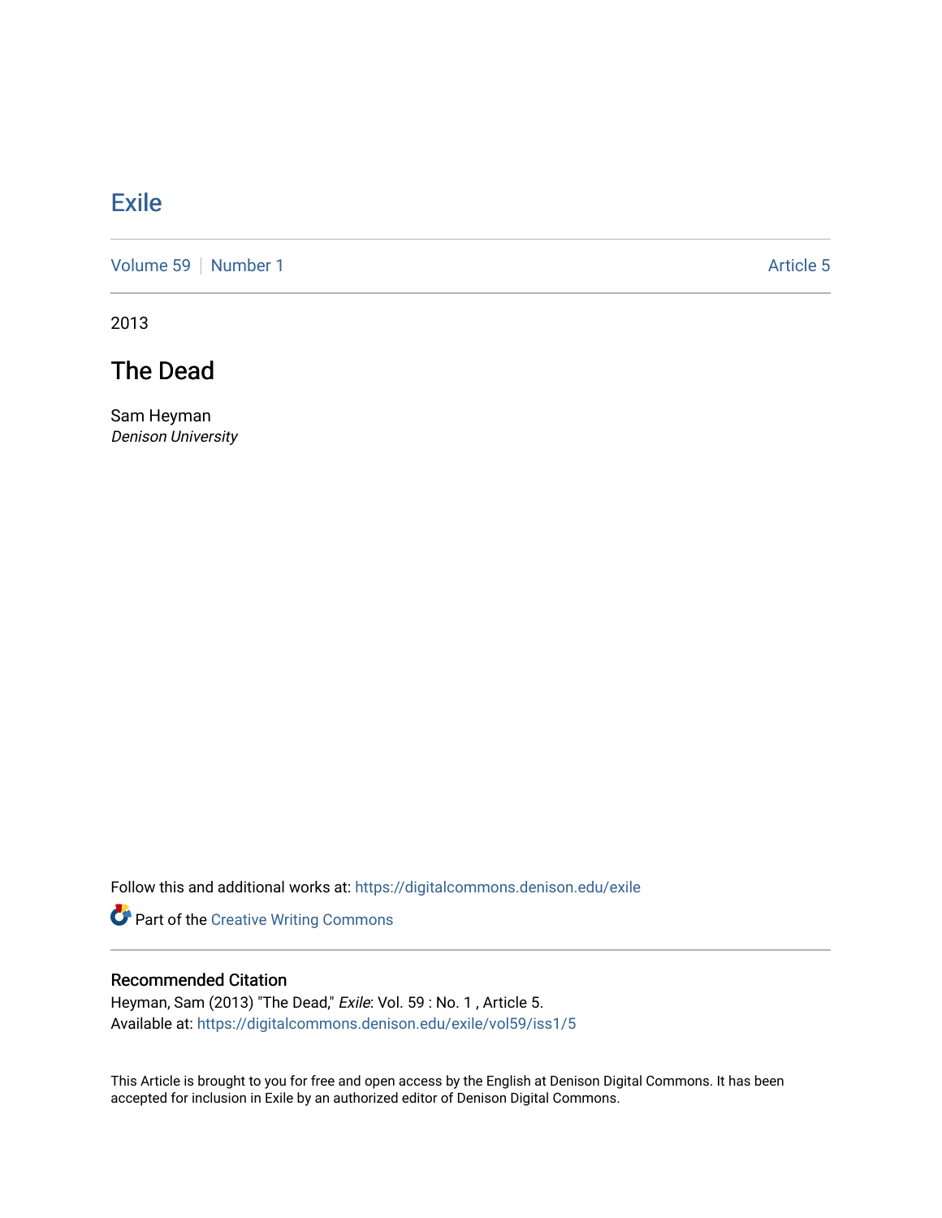# Exile

Volume 59 | Number 1 Article 5

2013

## The Dead

Sam Heyman
*Denison University*

Follow this and additional works at: https://digitalcommons.denison.edu/exile

Part of the Creative Writing Commons

### Recommended Citation

Heyman, Sam (2013) "The Dead," *Exile*: Vol. 59 : No. 1 , Article 5.
Available at: https://digitalcommons.denison.edu/exile/vol59/iss1/5

This Article is brought to you for free and open access by the English at Denison Digital Commons. It has been accepted for inclusion in Exile by an authorized editor of Denison Digital Commons.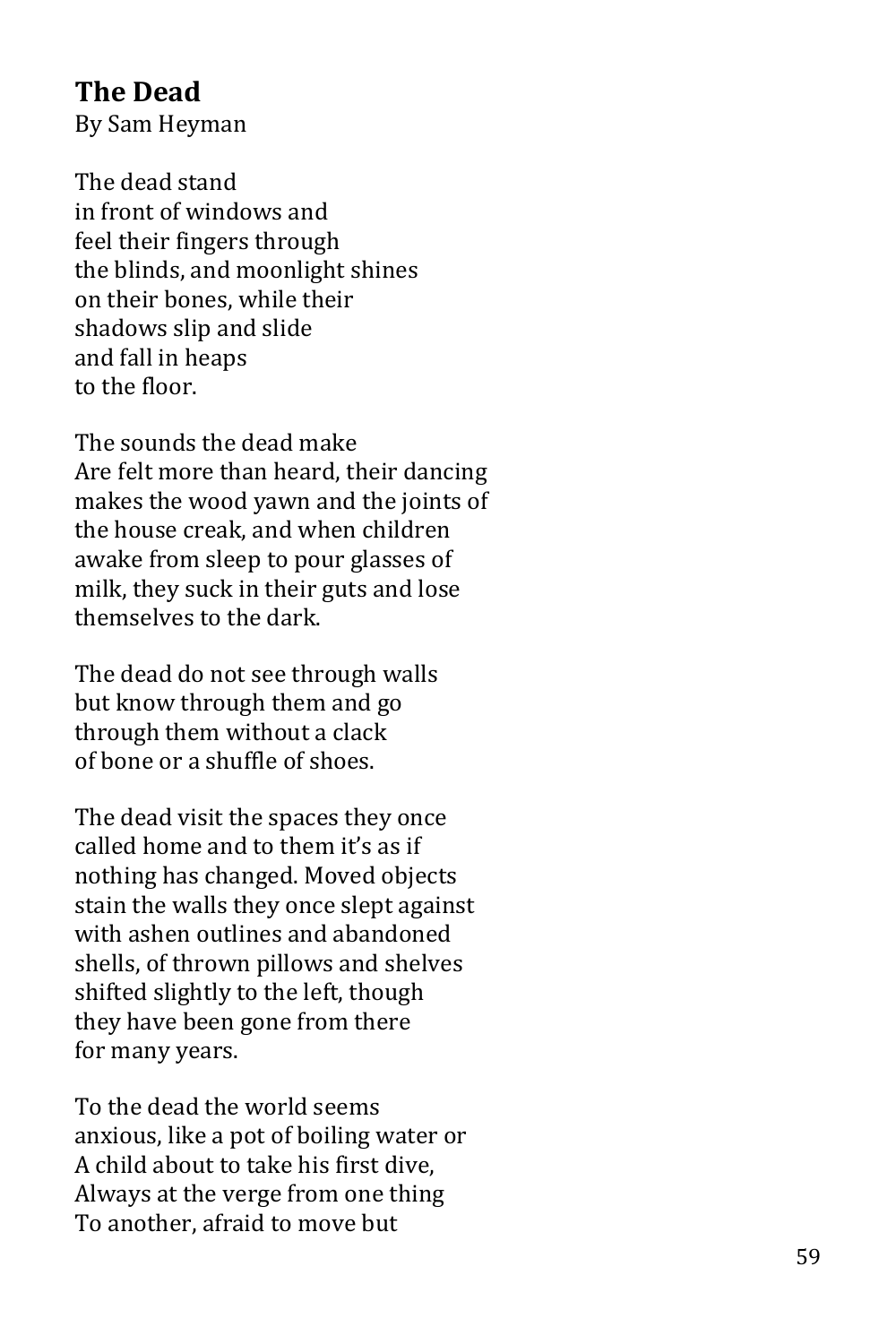## The Dead

By Sam Heyman

The dead stand  
in front of windows and  
feel their fingers through  
the blinds, and moonlight shines  
on their bones, while their  
shadows slip and slide  
and fall in heaps  
to the floor.

The sounds the dead make  
Are felt more than heard, their dancing  
makes the wood yawn and the joints of  
the house creak, and when children  
awake from sleep to pour glasses of  
milk, they suck in their guts and lose  
themselves to the dark.

The dead do not see through walls  
but know through them and go  
through them without a clack  
of bone or a shuffle of shoes.

The dead visit the spaces they once  
called home and to them it's as if  
nothing has changed. Moved objects  
stain the walls they once slept against  
with ashen outlines and abandoned  
shells, of thrown pillows and shelves  
shifted slightly to the left, though  
they have been gone from there  
for many years.

To the dead the world seems  
anxious, like a pot of boiling water or  
A child about to take his first dive,  
Always at the verge from one thing  
To another, afraid to move but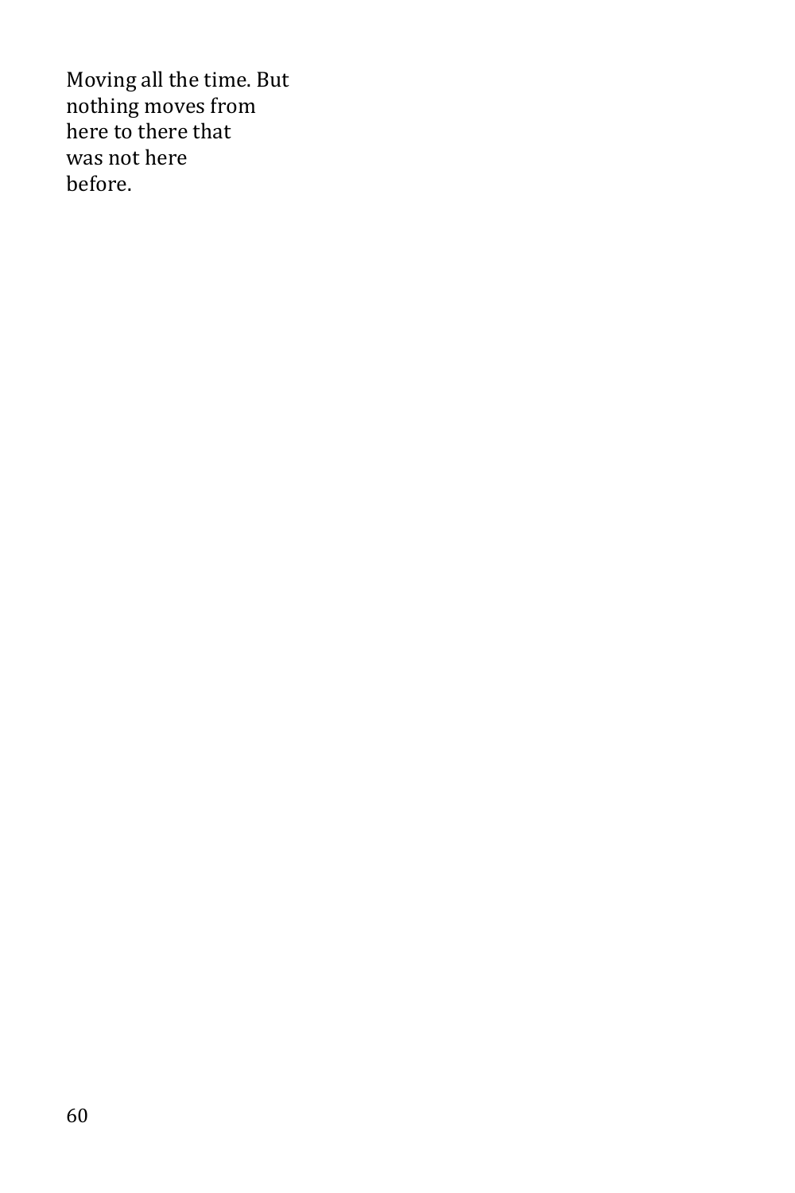Moving all the time. But  
nothing moves from  
here to there that  
was not here  
before.